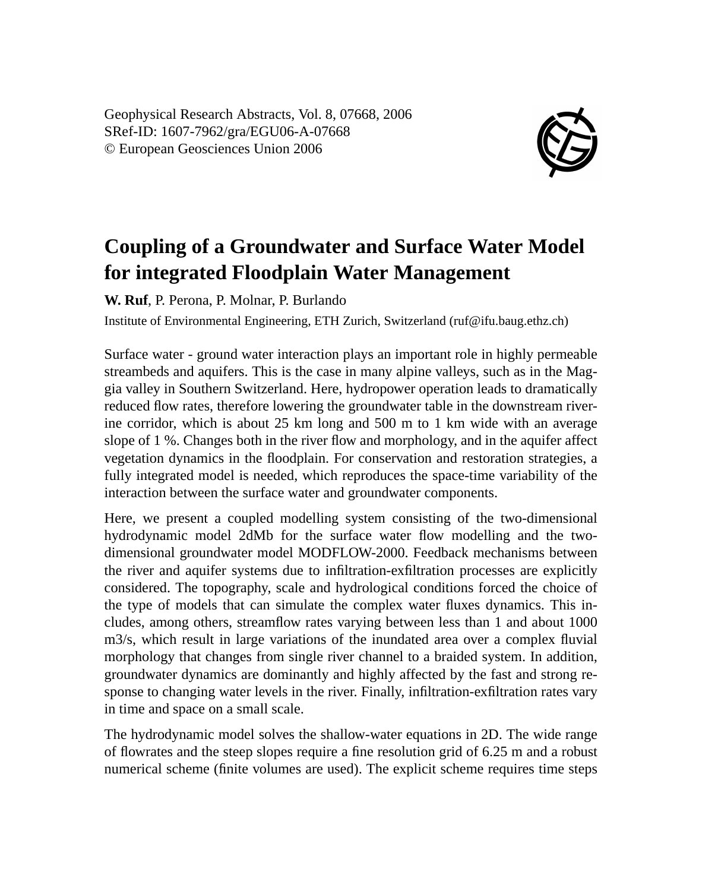Geophysical Research Abstracts, Vol. 8, 07668, 2006
SRef-ID: 1607-7962/gra/EGU06-A-07668
© European Geosciences Union 2006

# Coupling of a Groundwater and Surface Water Model for integrated Floodplain Water Management

**W. Ruf**, P. Perona, P. Molnar, P. Burlando

Institute of Environmental Engineering, ETH Zurich, Switzerland (ruf@ifu.baug.ethz.ch)

Surface water - ground water interaction plays an important role in highly permeable streambeds and aquifers. This is the case in many alpine valleys, such as in the Maggia valley in Southern Switzerland. Here, hydropower operation leads to dramatically reduced flow rates, therefore lowering the groundwater table in the downstream riverine corridor, which is about 25 km long and 500 m to 1 km wide with an average slope of 1 %. Changes both in the river flow and morphology, and in the aquifer affect vegetation dynamics in the floodplain. For conservation and restoration strategies, a fully integrated model is needed, which reproduces the space-time variability of the interaction between the surface water and groundwater components.

Here, we present a coupled modelling system consisting of the two-dimensional hydrodynamic model 2dMb for the surface water flow modelling and the two-dimensional groundwater model MODFLOW-2000. Feedback mechanisms between the river and aquifer systems due to infiltration-exfiltration processes are explicitly considered. The topography, scale and hydrological conditions forced the choice of the type of models that can simulate the complex water fluxes dynamics. This includes, among others, streamflow rates varying between less than 1 and about 1000 m3/s, which result in large variations of the inundated area over a complex fluvial morphology that changes from single river channel to a braided system. In addition, groundwater dynamics are dominantly and highly affected by the fast and strong response to changing water levels in the river. Finally, infiltration-exfiltration rates vary in time and space on a small scale.

The hydrodynamic model solves the shallow-water equations in 2D. The wide range of flowrates and the steep slopes require a fine resolution grid of 6.25 m and a robust numerical scheme (finite volumes are used). The explicit scheme requires time steps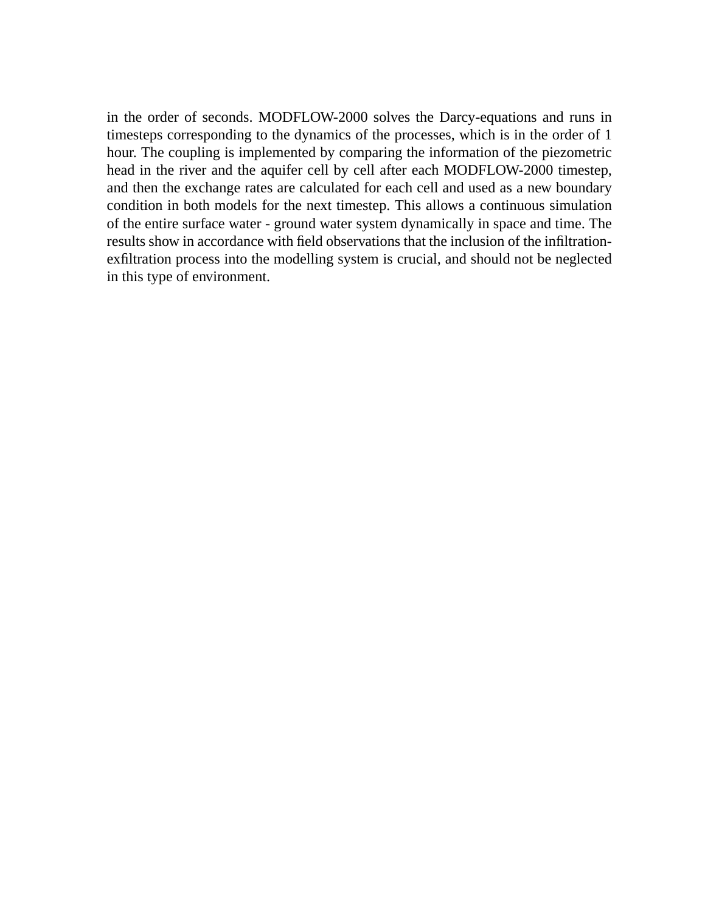in the order of seconds. MODFLOW-2000 solves the Darcy-equations and runs in timesteps corresponding to the dynamics of the processes, which is in the order of 1 hour. The coupling is implemented by comparing the information of the piezometric head in the river and the aquifer cell by cell after each MODFLOW-2000 timestep, and then the exchange rates are calculated for each cell and used as a new boundary condition in both models for the next timestep. This allows a continuous simulation of the entire surface water - ground water system dynamically in space and time. The results show in accordance with field observations that the inclusion of the infiltration-exfiltration process into the modelling system is crucial, and should not be neglected in this type of environment.